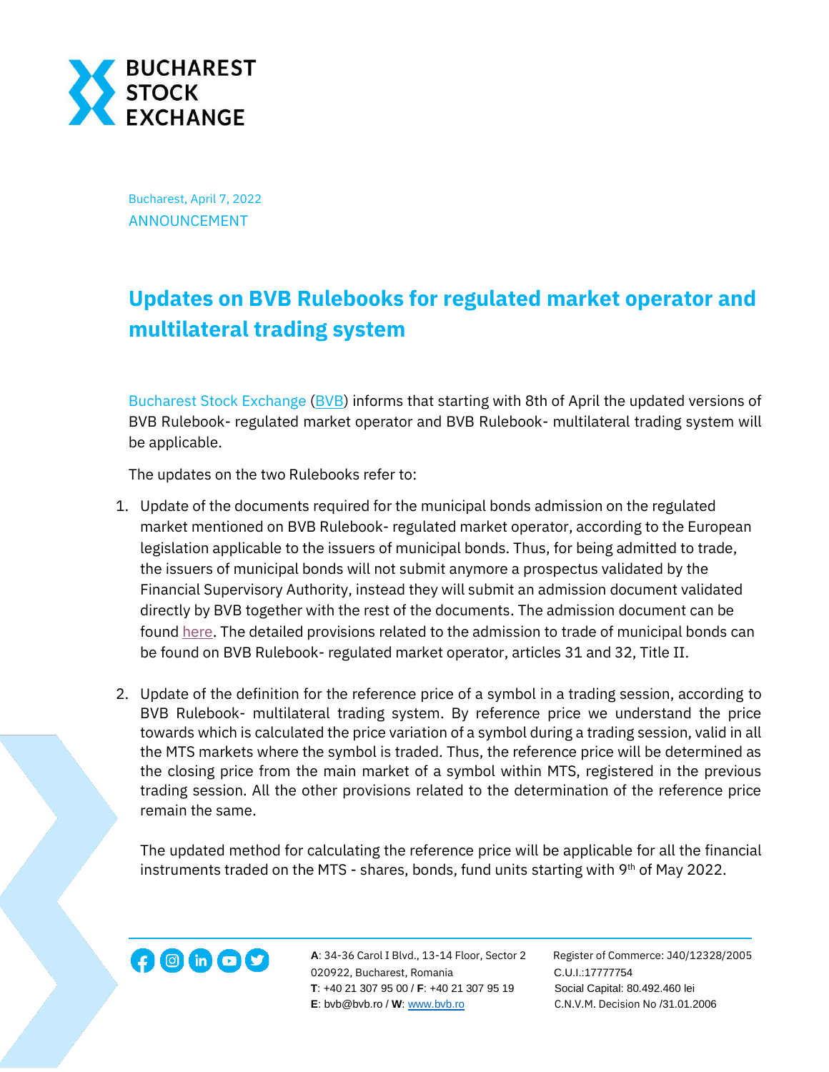Bucharest, April 7, 2022

ANNOUNCEMENT

# Updates on BVB Rulebooks for regulated market operator and multilateral trading system

Bucharest Stock Exchange (BVB) informs that starting with 8th of April the updated versions of BVB Rulebook- regulated market operator and BVB Rulebook- multilateral trading system will be applicable.

The updates on the two Rulebooks refer to:

1. Update of the documents required for the municipal bonds admission on the regulated market mentioned on BVB Rulebook- regulated market operator, according to the European legislation applicable to the issuers of municipal bonds. Thus, for being admitted to trade, the issuers of municipal bonds will not submit anymore a prospectus validated by the Financial Supervisory Authority, instead they will submit an admission document validated directly by BVB together with the rest of the documents. The admission document can be found here. The detailed provisions related to the admission to trade of municipal bonds can be found on BVB Rulebook- regulated market operator, articles 31 and 32, Title II.

2. Update of the definition for the reference price of a symbol in a trading session, according to BVB Rulebook- multilateral trading system. By reference price we understand the price towards which is calculated the price variation of a symbol during a trading session, valid in all the MTS markets where the symbol is traded. Thus, the reference price will be determined as the closing price from the main market of a symbol within MTS, registered in the previous trading session. All the other provisions related to the determination of the reference price remain the same.

   The updated method for calculating the reference price will be applicable for all the financial instruments traded on the MTS - shares, bonds, fund units starting with 9th of May 2022.

**A**: 34-36 Carol I Blvd., 13-14 Floor, Sector 2
020922, Bucharest, Romania
**T**: +40 21 307 95 00 / **F**: +40 21 307 95 19
**E**: bvb@bvb.ro / **W**: www.bvb.ro

Register of Commerce: J40/12328/2005
C.U.I.:17777754
Social Capital: 80.492.460 lei
C.N.V.M. Decision No /31.01.2006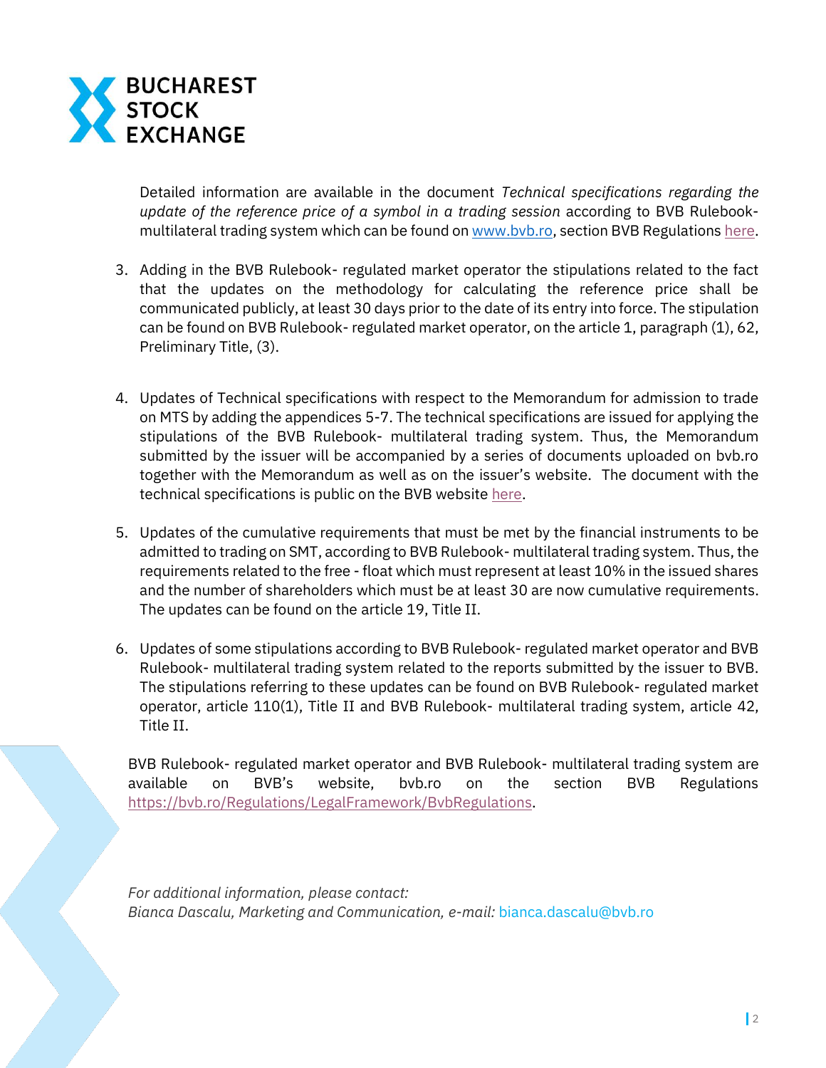Detailed information are available in the document *Technical specifications regarding the update of the reference price of a symbol in a trading session* according to BVB Rulebook- multilateral trading system which can be found on www.bvb.ro, section BVB Regulations here.

3. Adding in the BVB Rulebook- regulated market operator the stipulations related to the fact that the updates on the methodology for calculating the reference price shall be communicated publicly, at least 30 days prior to the date of its entry into force. The stipulation can be found on BVB Rulebook- regulated market operator, on the article 1, paragraph (1), 62, Preliminary Title, (3).

4. Updates of Technical specifications with respect to the Memorandum for admission to trade on MTS by adding the appendices 5-7. The technical specifications are issued for applying the stipulations of the BVB Rulebook- multilateral trading system. Thus, the Memorandum submitted by the issuer will be accompanied by a series of documents uploaded on bvb.ro together with the Memorandum as well as on the issuer's website. The document with the technical specifications is public on the BVB website here.

5. Updates of the cumulative requirements that must be met by the financial instruments to be admitted to trading on SMT, according to BVB Rulebook- multilateral trading system. Thus, the requirements related to the free - float which must represent at least 10% in the issued shares and the number of shareholders which must be at least 30 are now cumulative requirements. The updates can be found on the article 19, Title II.

6. Updates of some stipulations according to BVB Rulebook- regulated market operator and BVB Rulebook- multilateral trading system related to the reports submitted by the issuer to BVB. The stipulations referring to these updates can be found on BVB Rulebook- regulated market operator, article 110(1), Title II and BVB Rulebook- multilateral trading system, article 42, Title II.

BVB Rulebook- regulated market operator and BVB Rulebook- multilateral trading system are available on BVB's website, bvb.ro on the section BVB Regulations https://bvb.ro/Regulations/LegalFramework/BvbRegulations.

*For additional information, please contact:*
*Bianca Dascalu, Marketing and Communication, e-mail:* bianca.dascalu@bvb.ro